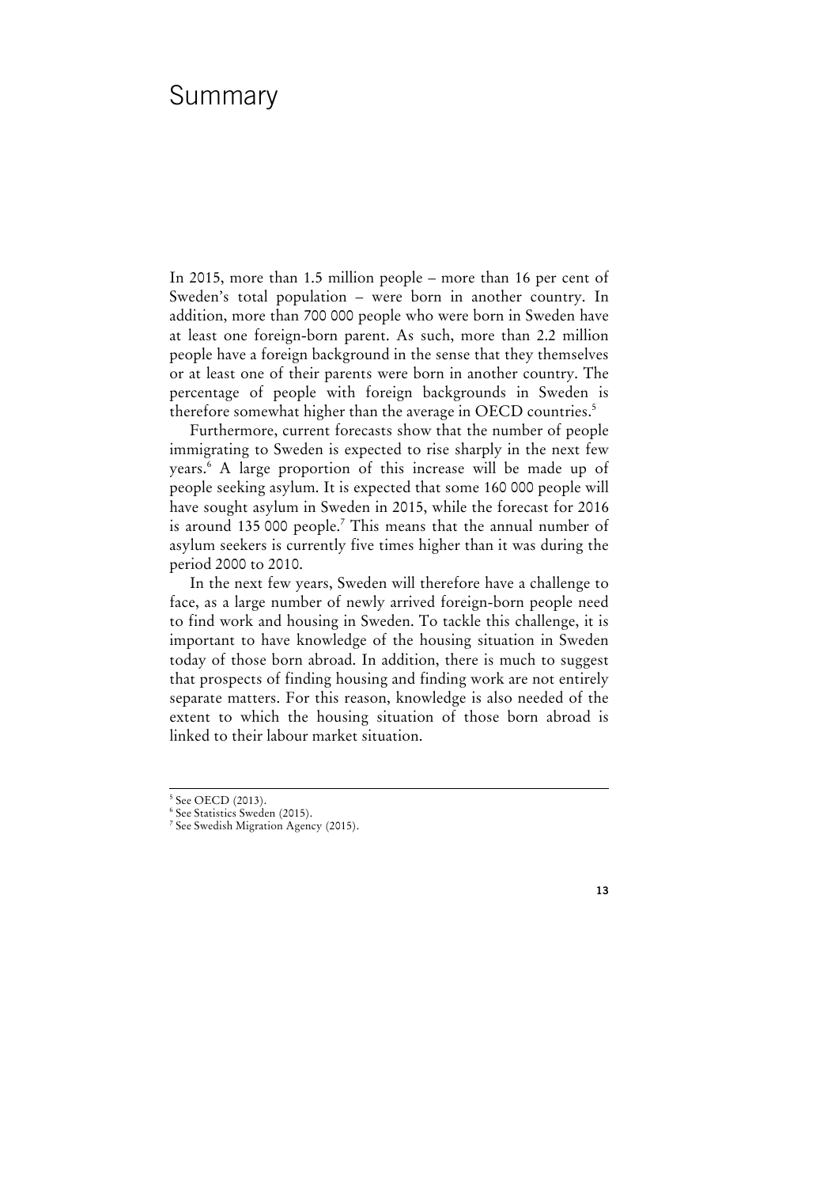# Summary

In 2015, more than 1.5 million people – more than 16 per cent of Sweden's total population – were born in another country. In addition, more than 700 000 people who were born in Sweden have at least one foreign-born parent. As such, more than 2.2 million people have a foreign background in the sense that they themselves or at least one of their parents were born in another country. The percentage of people with foreign backgrounds in Sweden is therefore somewhat higher than the average in OECD countries.[5]

Furthermore, current forecasts show that the number of people immigrating to Sweden is expected to rise sharply in the next few years.[6] A large proportion of this increase will be made up of people seeking asylum. It is expected that some 160 000 people will have sought asylum in Sweden in 2015, while the forecast for 2016 is around 135 000 people.[7] This means that the annual number of asylum seekers is currently five times higher than it was during the period 2000 to 2010.

In the next few years, Sweden will therefore have a challenge to face, as a large number of newly arrived foreign-born people need to find work and housing in Sweden. To tackle this challenge, it is important to have knowledge of the housing situation in Sweden today of those born abroad. In addition, there is much to suggest that prospects of finding housing and finding work are not entirely separate matters. For this reason, knowledge is also needed of the extent to which the housing situation of those born abroad is linked to their labour market situation.

---

[5] See OECD (2013).

[6] See Statistics Sweden (2015).

[7] See Swedish Migration Agency (2015).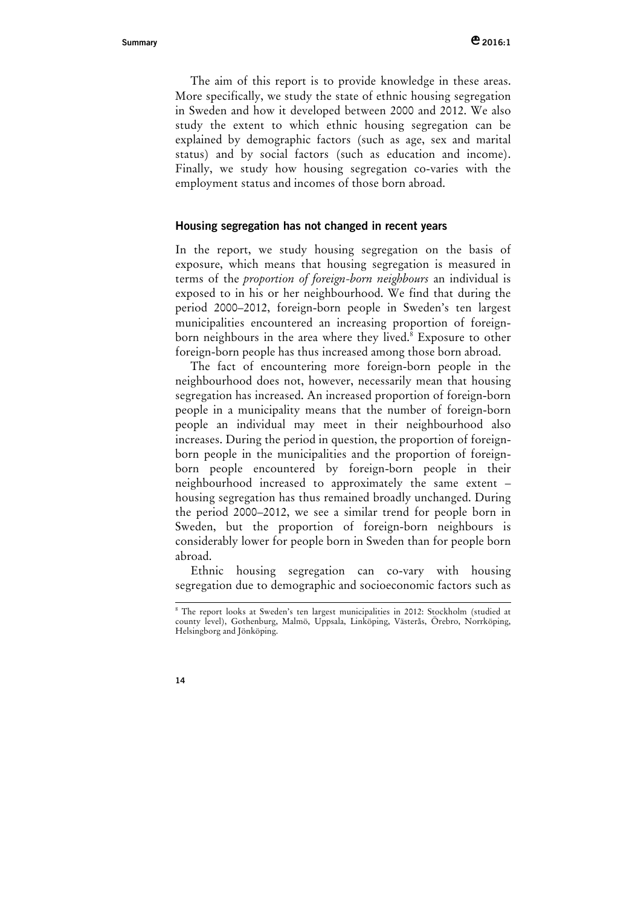The aim of this report is to provide knowledge in these areas. More specifically, we study the state of ethnic housing segregation in Sweden and how it developed between 2000 and 2012. We also study the extent to which ethnic housing segregation can be explained by demographic factors (such as age, sex and marital status) and by social factors (such as education and income). Finally, we study how housing segregation co-varies with the employment status and incomes of those born abroad.

### Housing segregation has not changed in recent years

In the report, we study housing segregation on the basis of exposure, which means that housing segregation is measured in terms of the *proportion of foreign-born neighbours* an individual is exposed to in his or her neighbourhood. We find that during the period 2000–2012, foreign-born people in Sweden's ten largest municipalities encountered an increasing proportion of foreign-born neighbours in the area where they lived.[8] Exposure to other foreign-born people has thus increased among those born abroad.

The fact of encountering more foreign-born people in the neighbourhood does not, however, necessarily mean that housing segregation has increased. An increased proportion of foreign-born people in a municipality means that the number of foreign-born people an individual may meet in their neighbourhood also increases. During the period in question, the proportion of foreign-born people in the municipalities and the proportion of foreign-born people encountered by foreign-born people in their neighbourhood increased to approximately the same extent – housing segregation has thus remained broadly unchanged. During the period 2000–2012, we see a similar trend for people born in Sweden, but the proportion of foreign-born neighbours is considerably lower for people born in Sweden than for people born abroad.

Ethnic housing segregation can co-vary with housing segregation due to demographic and socioeconomic factors such as

[8] The report looks at Sweden's ten largest municipalities in 2012: Stockholm (studied at county level), Gothenburg, Malmö, Uppsala, Linköping, Västerås, Örebro, Norrköping, Helsingborg and Jönköping.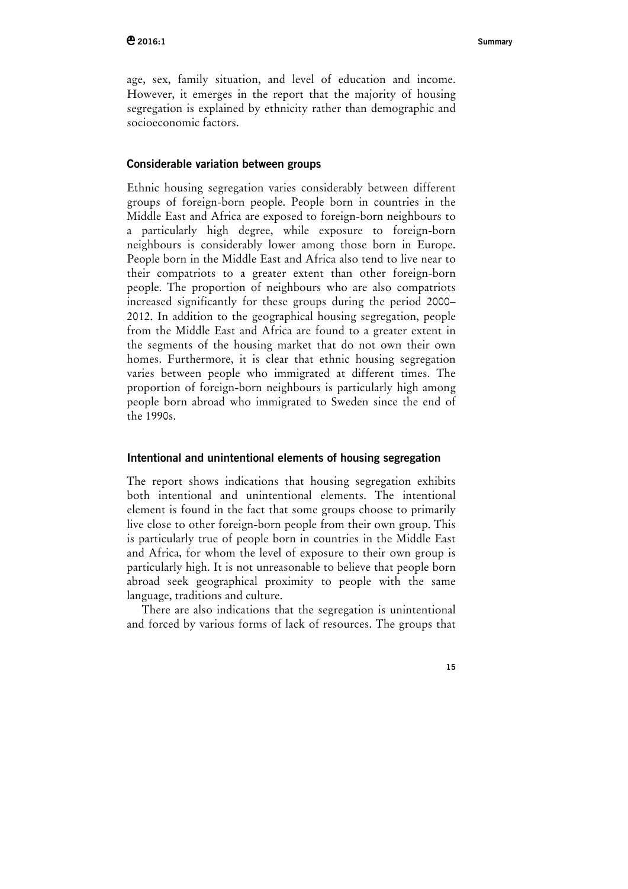age, sex, family situation, and level of education and income. However, it emerges in the report that the majority of housing segregation is explained by ethnicity rather than demographic and socioeconomic factors.

### Considerable variation between groups

Ethnic housing segregation varies considerably between different groups of foreign-born people. People born in countries in the Middle East and Africa are exposed to foreign-born neighbours to a particularly high degree, while exposure to foreign-born neighbours is considerably lower among those born in Europe. People born in the Middle East and Africa also tend to live near to their compatriots to a greater extent than other foreign-born people. The proportion of neighbours who are also compatriots increased significantly for these groups during the period 2000–2012. In addition to the geographical housing segregation, people from the Middle East and Africa are found to a greater extent in the segments of the housing market that do not own their own homes. Furthermore, it is clear that ethnic housing segregation varies between people who immigrated at different times. The proportion of foreign-born neighbours is particularly high among people born abroad who immigrated to Sweden since the end of the 1990s.

### Intentional and unintentional elements of housing segregation

The report shows indications that housing segregation exhibits both intentional and unintentional elements. The intentional element is found in the fact that some groups choose to primarily live close to other foreign-born people from their own group. This is particularly true of people born in countries in the Middle East and Africa, for whom the level of exposure to their own group is particularly high. It is not unreasonable to believe that people born abroad seek geographical proximity to people with the same language, traditions and culture.

There are also indications that the segregation is unintentional and forced by various forms of lack of resources. The groups that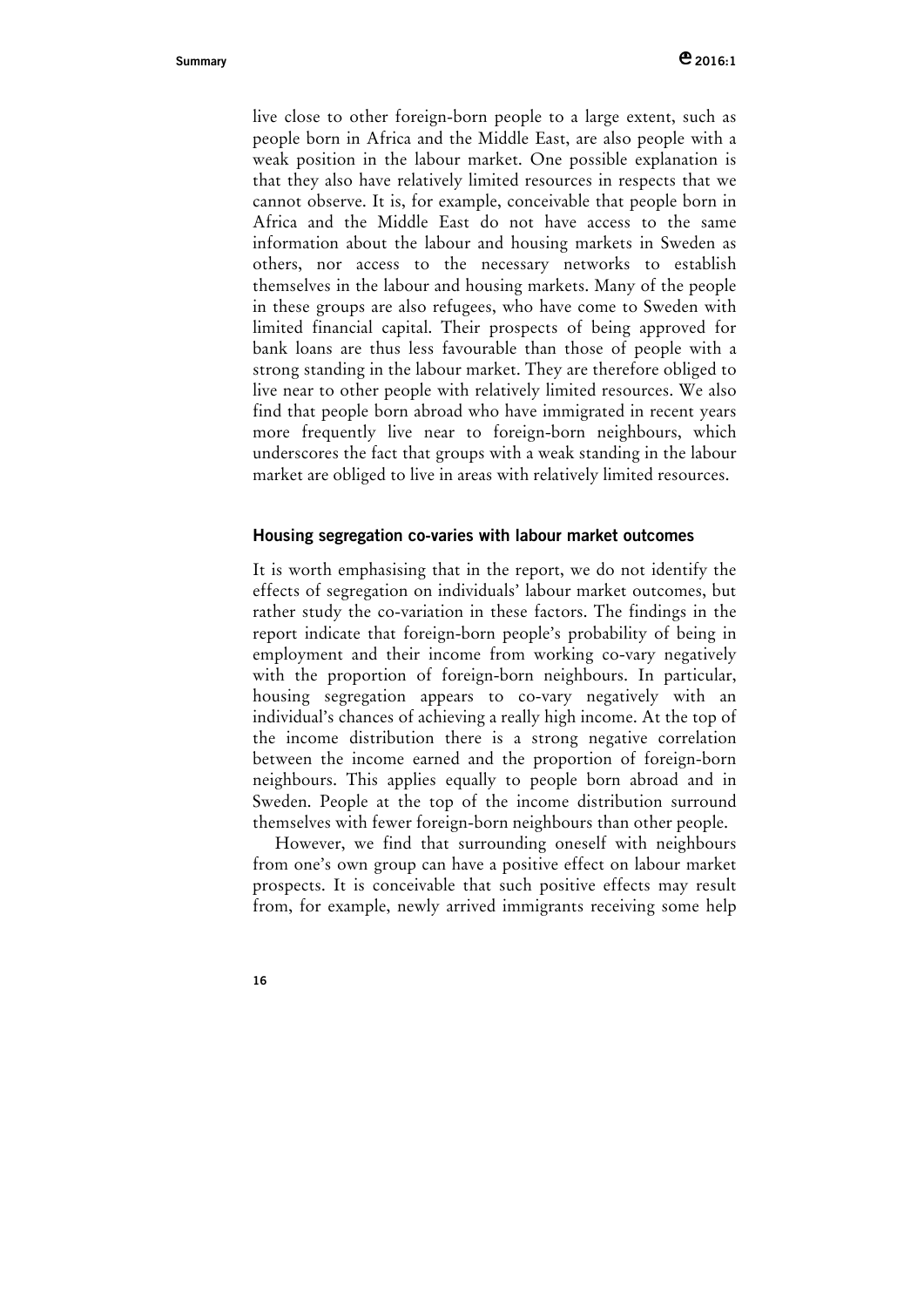live close to other foreign-born people to a large extent, such as people born in Africa and the Middle East, are also people with a weak position in the labour market. One possible explanation is that they also have relatively limited resources in respects that we cannot observe. It is, for example, conceivable that people born in Africa and the Middle East do not have access to the same information about the labour and housing markets in Sweden as others, nor access to the necessary networks to establish themselves in the labour and housing markets. Many of the people in these groups are also refugees, who have come to Sweden with limited financial capital. Their prospects of being approved for bank loans are thus less favourable than those of people with a strong standing in the labour market. They are therefore obliged to live near to other people with relatively limited resources. We also find that people born abroad who have immigrated in recent years more frequently live near to foreign-born neighbours, which underscores the fact that groups with a weak standing in the labour market are obliged to live in areas with relatively limited resources.

## Housing segregation co-varies with labour market outcomes

It is worth emphasising that in the report, we do not identify the effects of segregation on individuals' labour market outcomes, but rather study the co-variation in these factors. The findings in the report indicate that foreign-born people's probability of being in employment and their income from working co-vary negatively with the proportion of foreign-born neighbours. In particular, housing segregation appears to co-vary negatively with an individual's chances of achieving a really high income. At the top of the income distribution there is a strong negative correlation between the income earned and the proportion of foreign-born neighbours. This applies equally to people born abroad and in Sweden. People at the top of the income distribution surround themselves with fewer foreign-born neighbours than other people.

However, we find that surrounding oneself with neighbours from one's own group can have a positive effect on labour market prospects. It is conceivable that such positive effects may result from, for example, newly arrived immigrants receiving some help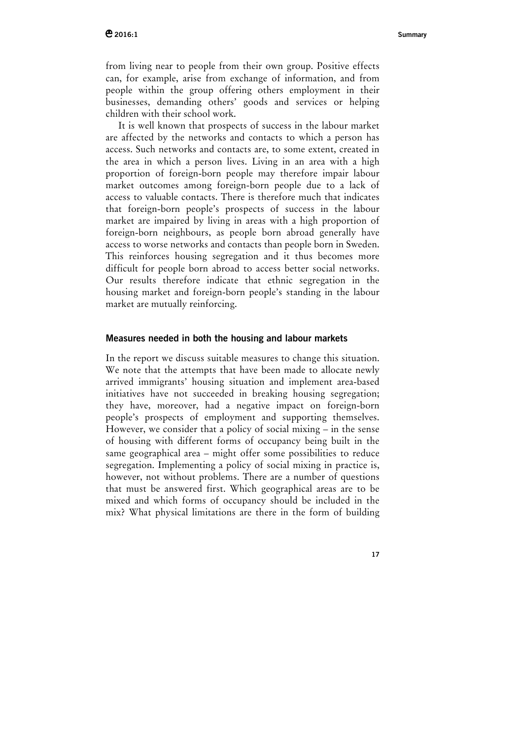from living near to people from their own group. Positive effects can, for example, arise from exchange of information, and from people within the group offering others employment in their businesses, demanding others' goods and services or helping children with their school work.

It is well known that prospects of success in the labour market are affected by the networks and contacts to which a person has access. Such networks and contacts are, to some extent, created in the area in which a person lives. Living in an area with a high proportion of foreign-born people may therefore impair labour market outcomes among foreign-born people due to a lack of access to valuable contacts. There is therefore much that indicates that foreign-born people's prospects of success in the labour market are impaired by living in areas with a high proportion of foreign-born neighbours, as people born abroad generally have access to worse networks and contacts than people born in Sweden. This reinforces housing segregation and it thus becomes more difficult for people born abroad to access better social networks. Our results therefore indicate that ethnic segregation in the housing market and foreign-born people's standing in the labour market are mutually reinforcing.

### Measures needed in both the housing and labour markets

In the report we discuss suitable measures to change this situation. We note that the attempts that have been made to allocate newly arrived immigrants' housing situation and implement area-based initiatives have not succeeded in breaking housing segregation; they have, moreover, had a negative impact on foreign-born people's prospects of employment and supporting themselves. However, we consider that a policy of social mixing – in the sense of housing with different forms of occupancy being built in the same geographical area – might offer some possibilities to reduce segregation. Implementing a policy of social mixing in practice is, however, not without problems. There are a number of questions that must be answered first. Which geographical areas are to be mixed and which forms of occupancy should be included in the mix? What physical limitations are there in the form of building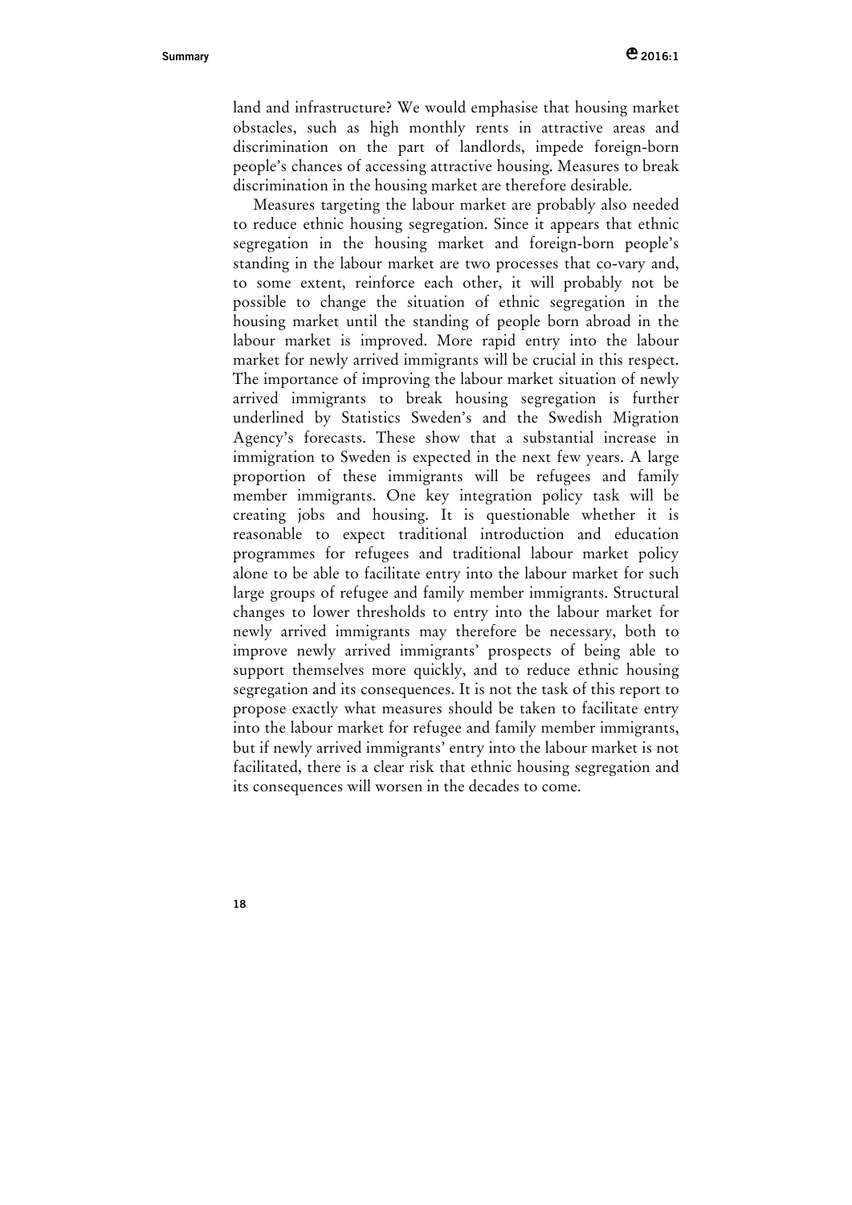land and infrastructure? We would emphasise that housing market obstacles, such as high monthly rents in attractive areas and discrimination on the part of landlords, impede foreign-born people's chances of accessing attractive housing. Measures to break discrimination in the housing market are therefore desirable.

Measures targeting the labour market are probably also needed to reduce ethnic housing segregation. Since it appears that ethnic segregation in the housing market and foreign-born people's standing in the labour market are two processes that co-vary and, to some extent, reinforce each other, it will probably not be possible to change the situation of ethnic segregation in the housing market until the standing of people born abroad in the labour market is improved. More rapid entry into the labour market for newly arrived immigrants will be crucial in this respect. The importance of improving the labour market situation of newly arrived immigrants to break housing segregation is further underlined by Statistics Sweden's and the Swedish Migration Agency's forecasts. These show that a substantial increase in immigration to Sweden is expected in the next few years. A large proportion of these immigrants will be refugees and family member immigrants. One key integration policy task will be creating jobs and housing. It is questionable whether it is reasonable to expect traditional introduction and education programmes for refugees and traditional labour market policy alone to be able to facilitate entry into the labour market for such large groups of refugee and family member immigrants. Structural changes to lower thresholds to entry into the labour market for newly arrived immigrants may therefore be necessary, both to improve newly arrived immigrants' prospects of being able to support themselves more quickly, and to reduce ethnic housing segregation and its consequences. It is not the task of this report to propose exactly what measures should be taken to facilitate entry into the labour market for refugee and family member immigrants, but if newly arrived immigrants' entry into the labour market is not facilitated, there is a clear risk that ethnic housing segregation and its consequences will worsen in the decades to come.